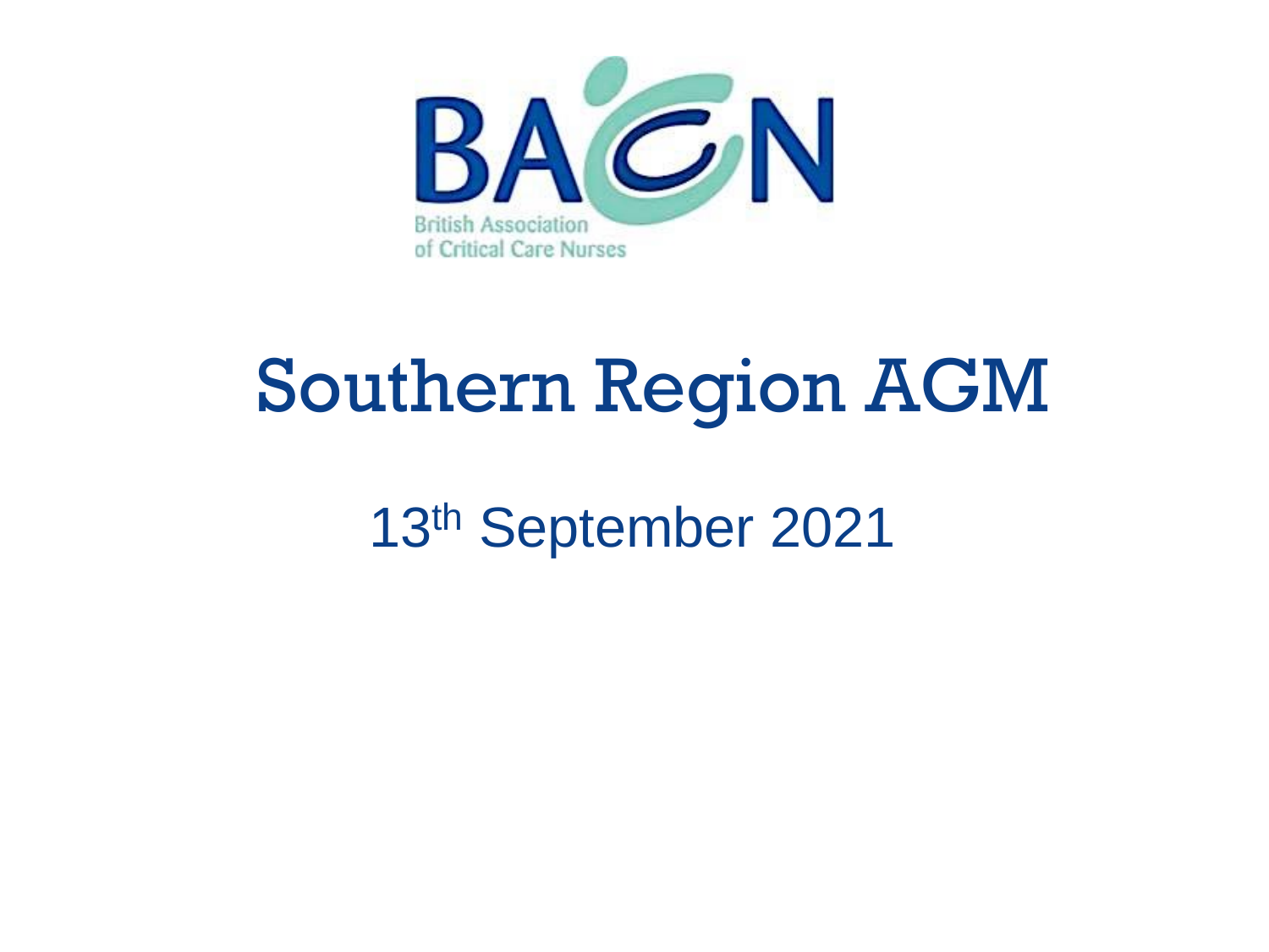BACN

British Association of Critical Care Nurses

# Southern Region AGM

13th September 2021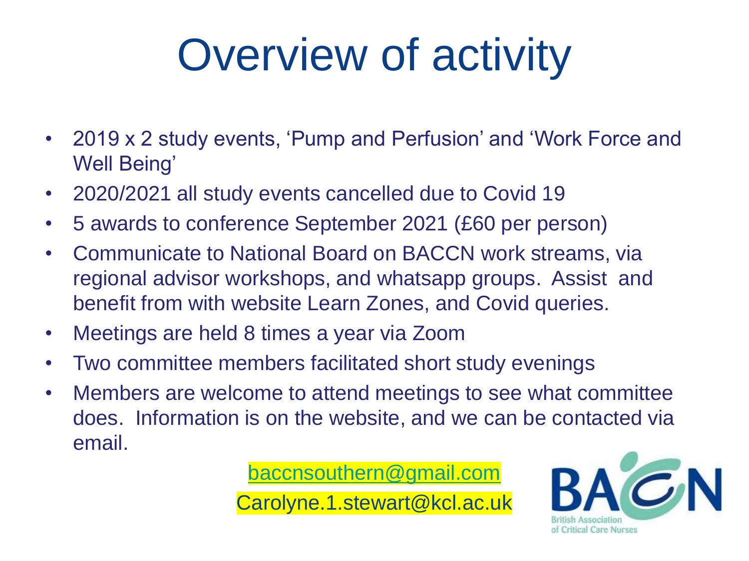# Overview of activity

- 2019 x 2 study events, 'Pump and Perfusion' and 'Work Force and Well Being'
- 2020/2021 all study events cancelled due to Covid 19
- 5 awards to conference September 2021 (£60 per person)
- Communicate to National Board on BACCN work streams, via regional advisor workshops, and whatsapp groups. Assist and benefit from with website Learn Zones, and Covid queries.
- Meetings are held 8 times a year via Zoom
- Two committee members facilitated short study evenings
- Members are welcome to attend meetings to see what committee does. Information is on the website, and we can be contacted via email.

baccnsouthern@gmail.com

Carolyne.1.stewart@kcl.ac.uk

BACN British Association of Critical Care Nurses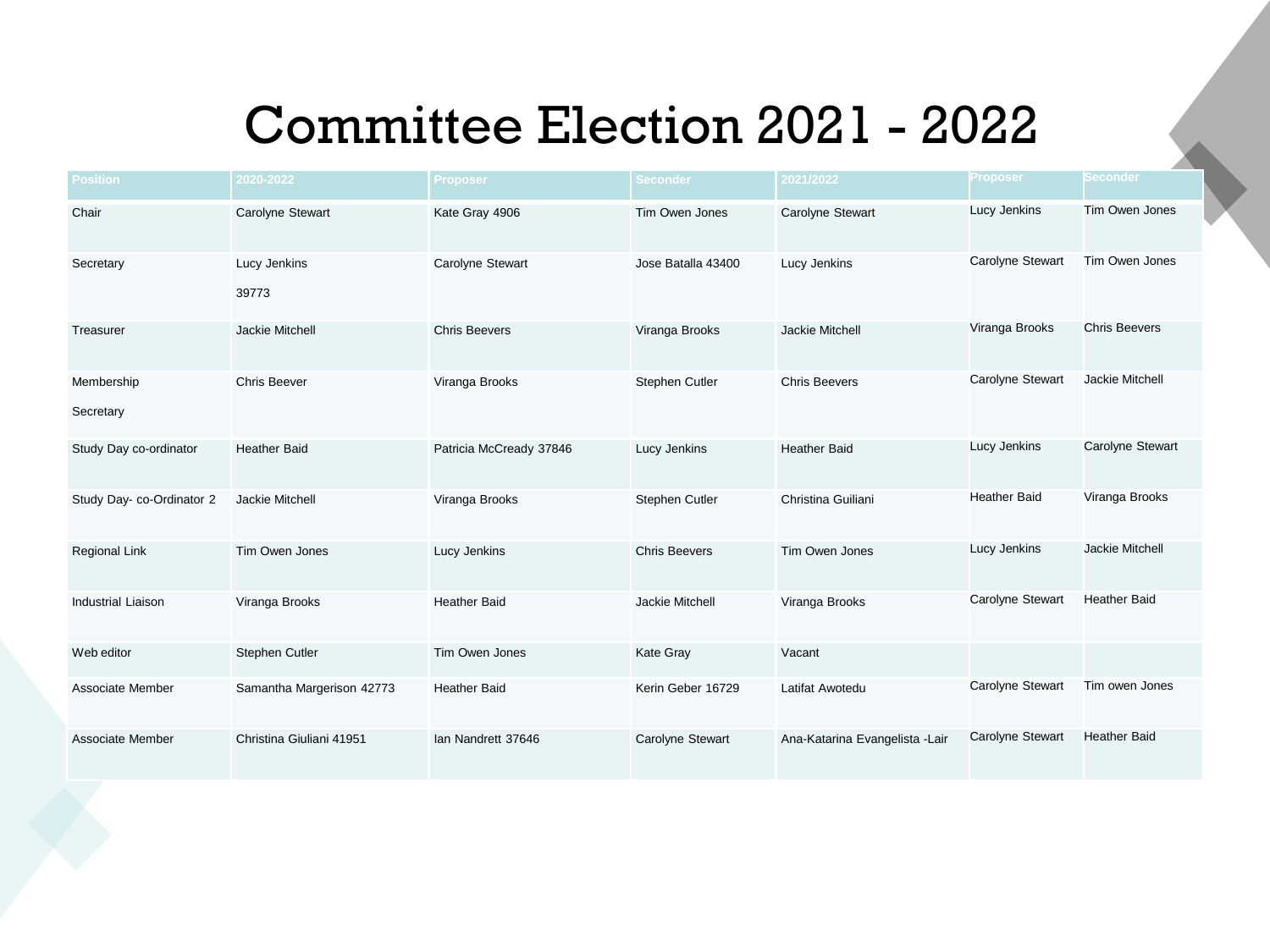# Committee Election 2021 - 2022

| Position | 2020-2022 | Proposer | Seconder | 2021/2022 | Proposer | Seconder |
|---|---|---|---|---|---|---|
| Chair | Carolyne Stewart | Kate Gray 4906 | Tim Owen Jones | Carolyne Stewart | Lucy Jenkins | Tim Owen Jones |
| Secretary | Lucy Jenkins 39773 | Carolyne Stewart | Jose Batalla 43400 | Lucy Jenkins | Carolyne Stewart | Tim Owen Jones |
| Treasurer | Jackie Mitchell | Chris Beevers | Viranga Brooks | Jackie Mitchell | Viranga Brooks | Chris Beevers |
| Membership Secretary | Chris Beever | Viranga Brooks | Stephen Cutler | Chris Beevers | Carolyne Stewart | Jackie Mitchell |
| Study Day co-ordinator | Heather Baid | Patricia McCready 37846 | Lucy Jenkins | Heather Baid | Lucy Jenkins | Carolyne Stewart |
| Study Day- co-Ordinator 2 | Jackie Mitchell | Viranga Brooks | Stephen Cutler | Christina Guiliani | Heather Baid | Viranga Brooks |
| Regional Link | Tim Owen Jones | Lucy Jenkins | Chris Beevers | Tim Owen Jones | Lucy Jenkins | Jackie Mitchell |
| Industrial Liaison | Viranga Brooks | Heather Baid | Jackie Mitchell | Viranga Brooks | Carolyne Stewart | Heather Baid |
| Web editor | Stephen Cutler | Tim Owen Jones | Kate Gray | Vacant | | |
| Associate Member | Samantha Margerison 42773 | Heather Baid | Kerin Geber 16729 | Latifat Awotedu | Carolyne Stewart | Tim owen Jones |
| Associate Member | Christina Giuliani 41951 | Ian Nandrett 37646 | Carolyne Stewart | Ana-Katarina Evangelista -Lair | Carolyne Stewart | Heather Baid |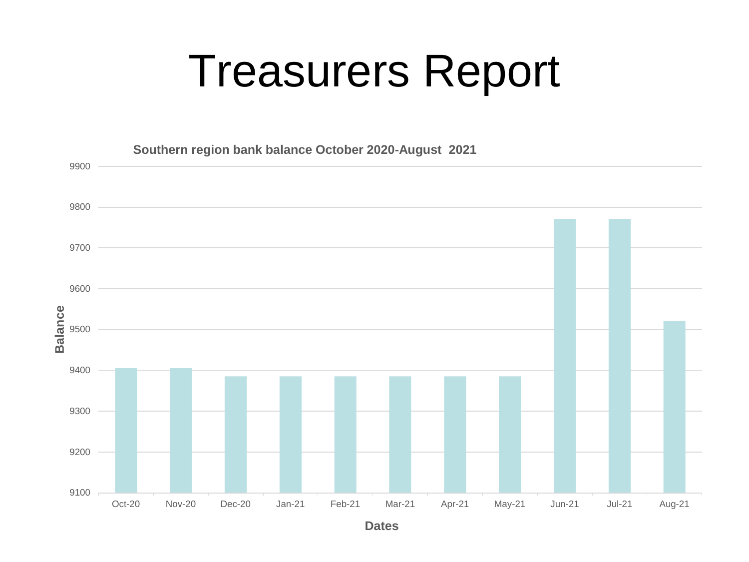# Treasurers Report

**Southern region bank balance October 2020-August 2021**

Balance

9900
9800
9700
9600
9500
9400
9300
9200
9100

Oct-20 Nov-20 Dec-20 Jan-21 Feb-21 Mar-21 Apr-21 May-21 Jun-21 Jul-21 Aug-21

Dates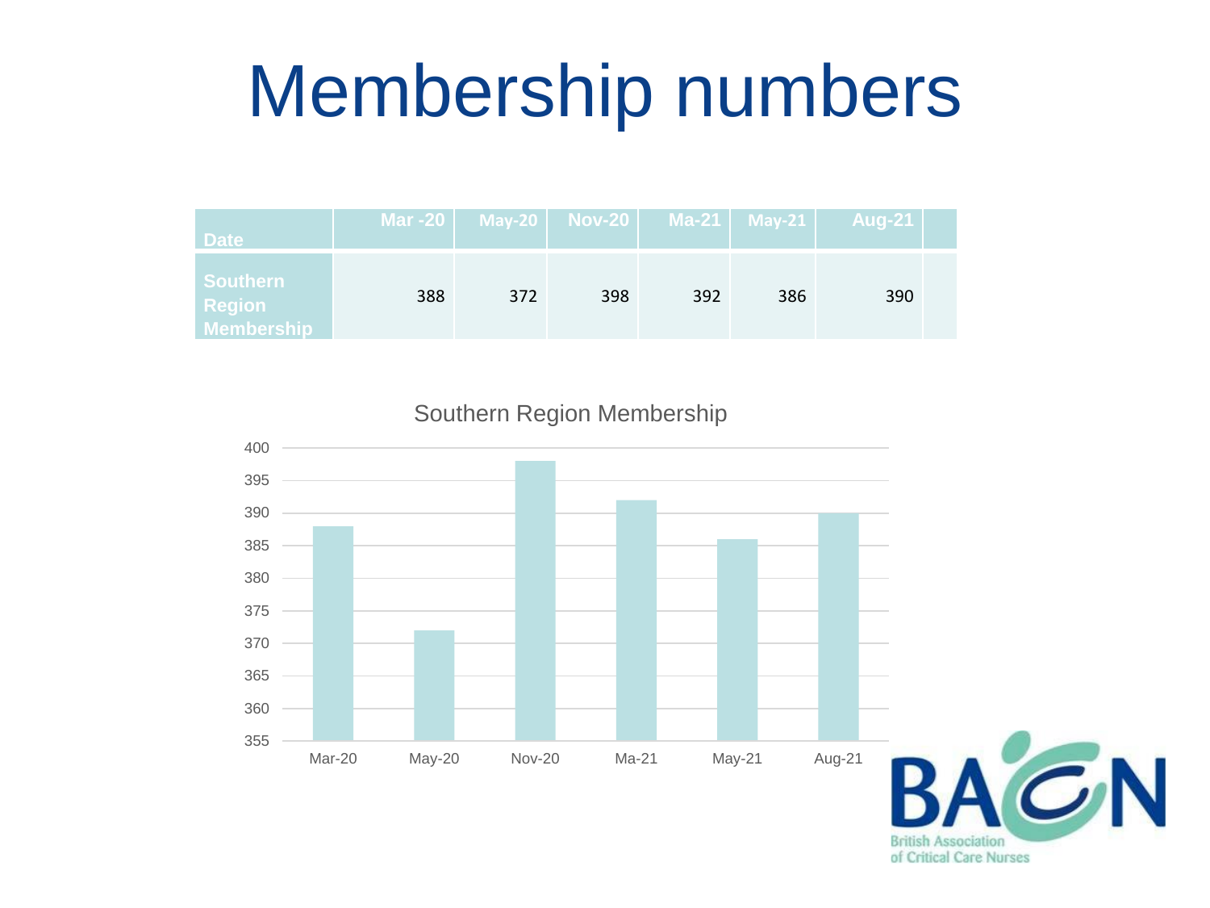# Membership numbers

| Date | Mar -20 | May-20 | Nov-20 | Ma-21 | May-21 | Aug-21 | |
|---|---|---|---|---|---|---|---|
| Southern Region Membership | 388 | 372 | 398 | 392 | 386 | 390 | |

Southern Region Membership

400
395
390
385
380
375
370
365
360
355

Mar-20
May-20
Nov-20
Ma-21
May-21
Aug-21

BACCN
British Association of Critical Care Nurses